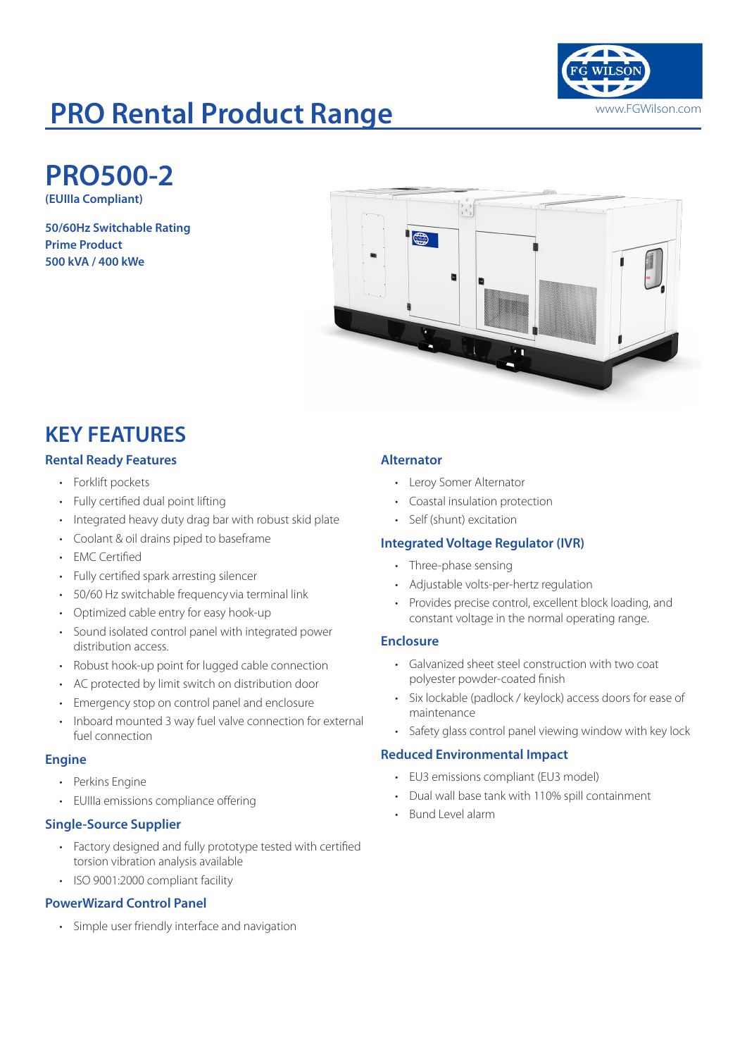# PRO Rental Product Range

FG WILSON
www.FGWilson.com

## PRO500-2

**(EUIIIa Compliant)**

**50/60Hz Switchable Rating**
**Prime Product**
**500 kVA / 400 kWe**

## KEY FEATURES

### Rental Ready Features

- Forklift pockets
- Fully certified dual point lifting
- Integrated heavy duty drag bar with robust skid plate
- Coolant & oil drains piped to baseframe
- EMC Certified
- Fully certified spark arresting silencer
- 50/60 Hz switchable frequency via terminal link
- Optimized cable entry for easy hook-up
- Sound isolated control panel with integrated power distribution access.
- Robust hook-up point for lugged cable connection
- AC protected by limit switch on distribution door
- Emergency stop on control panel and enclosure
- Inboard mounted 3 way fuel valve connection for external fuel connection

### Engine

- Perkins Engine
- EUIIIa emissions compliance offering

### Single-Source Supplier

- Factory designed and fully prototype tested with certified torsion vibration analysis available
- ISO 9001:2000 compliant facility

### PowerWizard Control Panel

- Simple user friendly interface and navigation

### Alternator

- Leroy Somer Alternator
- Coastal insulation protection
- Self (shunt) excitation

### Integrated Voltage Regulator (IVR)

- Three-phase sensing
- Adjustable volts-per-hertz regulation
- Provides precise control, excellent block loading, and constant voltage in the normal operating range.

### Enclosure

- Galvanized sheet steel construction with two coat polyester powder-coated finish
- Six lockable (padlock / keylock) access doors for ease of maintenance
- Safety glass control panel viewing window with key lock

### Reduced Environmental Impact

- EU3 emissions compliant (EU3 model)
- Dual wall base tank with 110% spill containment
- Bund Level alarm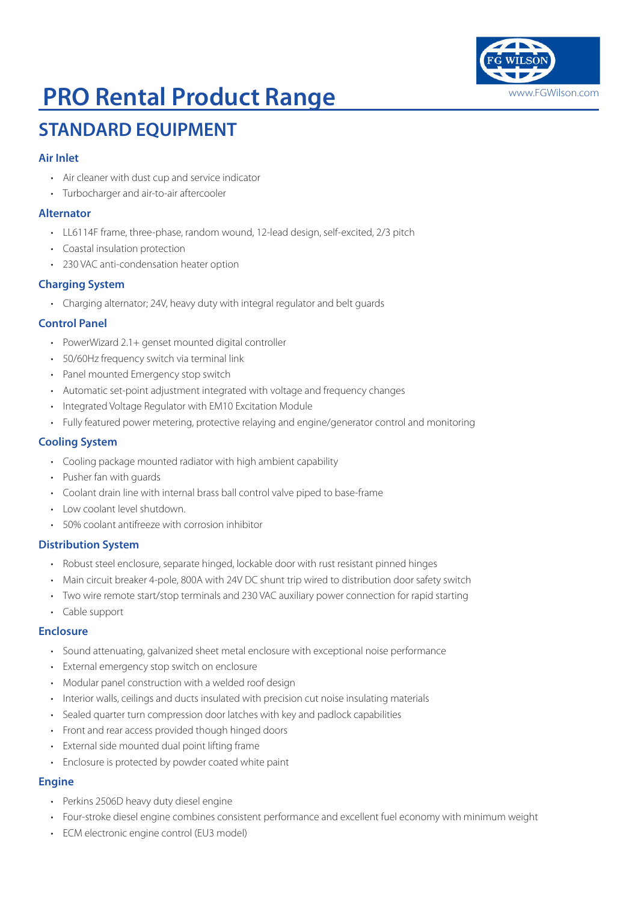# PRO Rental Product Range

## STANDARD EQUIPMENT

### Air Inlet

- Air cleaner with dust cup and service indicator
- Turbocharger and air-to-air aftercooler

### Alternator

- LL6114F frame, three-phase, random wound, 12-lead design, self-excited, 2/3 pitch
- Coastal insulation protection
- 230 VAC anti-condensation heater option

### Charging System

- Charging alternator; 24V, heavy duty with integral regulator and belt guards

### Control Panel

- PowerWizard 2.1+ genset mounted digital controller
- 50/60Hz frequency switch via terminal link
- Panel mounted Emergency stop switch
- Automatic set-point adjustment integrated with voltage and frequency changes
- Integrated Voltage Regulator with EM10 Excitation Module
- Fully featured power metering, protective relaying and engine/generator control and monitoring

### Cooling System

- Cooling package mounted radiator with high ambient capability
- Pusher fan with guards
- Coolant drain line with internal brass ball control valve piped to base-frame
- Low coolant level shutdown.
- 50% coolant antifreeze with corrosion inhibitor

### Distribution System

- Robust steel enclosure, separate hinged, lockable door with rust resistant pinned hinges
- Main circuit breaker 4-pole, 800A with 24V DC shunt trip wired to distribution door safety switch
- Two wire remote start/stop terminals and 230 VAC auxiliary power connection for rapid starting
- Cable support

### Enclosure

- Sound attenuating, galvanized sheet metal enclosure with exceptional noise performance
- External emergency stop switch on enclosure
- Modular panel construction with a welded roof design
- Interior walls, ceilings and ducts insulated with precision cut noise insulating materials
- Sealed quarter turn compression door latches with key and padlock capabilities
- Front and rear access provided though hinged doors
- External side mounted dual point lifting frame
- Enclosure is protected by powder coated white paint

### Engine

- Perkins 2506D heavy duty diesel engine
- Four-stroke diesel engine combines consistent performance and excellent fuel economy with minimum weight
- ECM electronic engine control (EU3 model)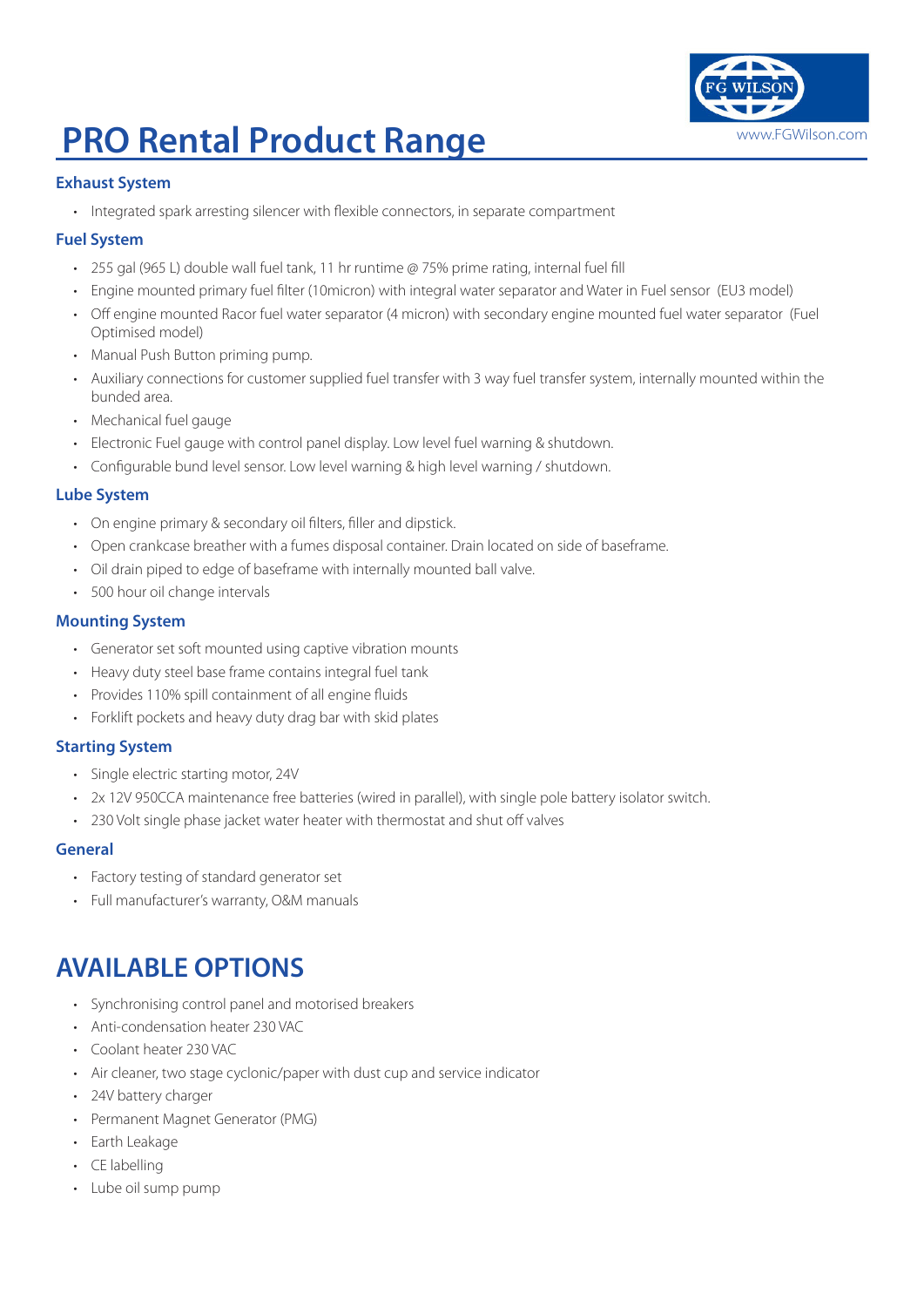# PRO Rental Product Range

### Exhaust System

- Integrated spark arresting silencer with flexible connectors, in separate compartment

### Fuel System

- 255 gal (965 L) double wall fuel tank, 11 hr runtime @ 75% prime rating, internal fuel fill
- Engine mounted primary fuel filter (10micron) with integral water separator and Water in Fuel sensor (EU3 model)
- Off engine mounted Racor fuel water separator (4 micron) with secondary engine mounted fuel water separator (Fuel Optimised model)
- Manual Push Button priming pump.
- Auxiliary connections for customer supplied fuel transfer with 3 way fuel transfer system, internally mounted within the bunded area.
- Mechanical fuel gauge
- Electronic Fuel gauge with control panel display. Low level fuel warning & shutdown.
- Configurable bund level sensor. Low level warning & high level warning / shutdown.

### Lube System

- On engine primary & secondary oil filters, filler and dipstick.
- Open crankcase breather with a fumes disposal container. Drain located on side of baseframe.
- Oil drain piped to edge of baseframe with internally mounted ball valve.
- 500 hour oil change intervals

### Mounting System

- Generator set soft mounted using captive vibration mounts
- Heavy duty steel base frame contains integral fuel tank
- Provides 110% spill containment of all engine fluids
- Forklift pockets and heavy duty drag bar with skid plates

### Starting System

- Single electric starting motor, 24V
- 2x 12V 950CCA maintenance free batteries (wired in parallel), with single pole battery isolator switch.
- 230 Volt single phase jacket water heater with thermostat and shut off valves

### General

- Factory testing of standard generator set
- Full manufacturer's warranty, O&M manuals

## AVAILABLE OPTIONS

- Synchronising control panel and motorised breakers
- Anti-condensation heater 230 VAC
- Coolant heater 230 VAC
- Air cleaner, two stage cyclonic/paper with dust cup and service indicator
- 24V battery charger
- Permanent Magnet Generator (PMG)
- Earth Leakage
- CE labelling
- Lube oil sump pump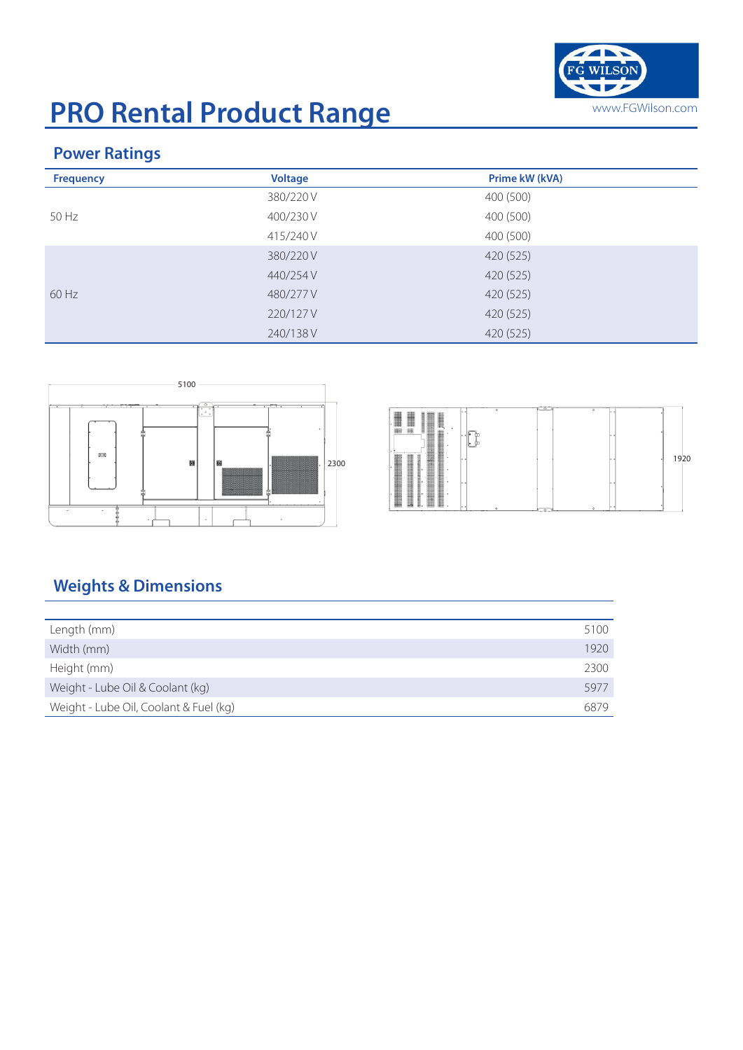# PRO Rental Product Range

www.FGWilson.com

## Power Ratings

| Frequency | Voltage | Prime kW (kVA) |
|---|---|---|
| 50 Hz | 380/220 V | 400 (500) |
| | 400/230 V | 400 (500) |
| | 415/240 V | 400 (500) |
| 60 Hz | 380/220 V | 420 (525) |
| | 440/254 V | 420 (525) |
| | 480/277 V | 420 (525) |
| | 220/127 V | 420 (525) |
| | 240/138 V | 420 (525) |

5100

2300

1920

## Weights & Dimensions

| | |
|---|---|
| Length (mm) | 5100 |
| Width (mm) | 1920 |
| Height (mm) | 2300 |
| Weight - Lube Oil & Coolant (kg) | 5977 |
| Weight - Lube Oil, Coolant & Fuel (kg) | 6879 |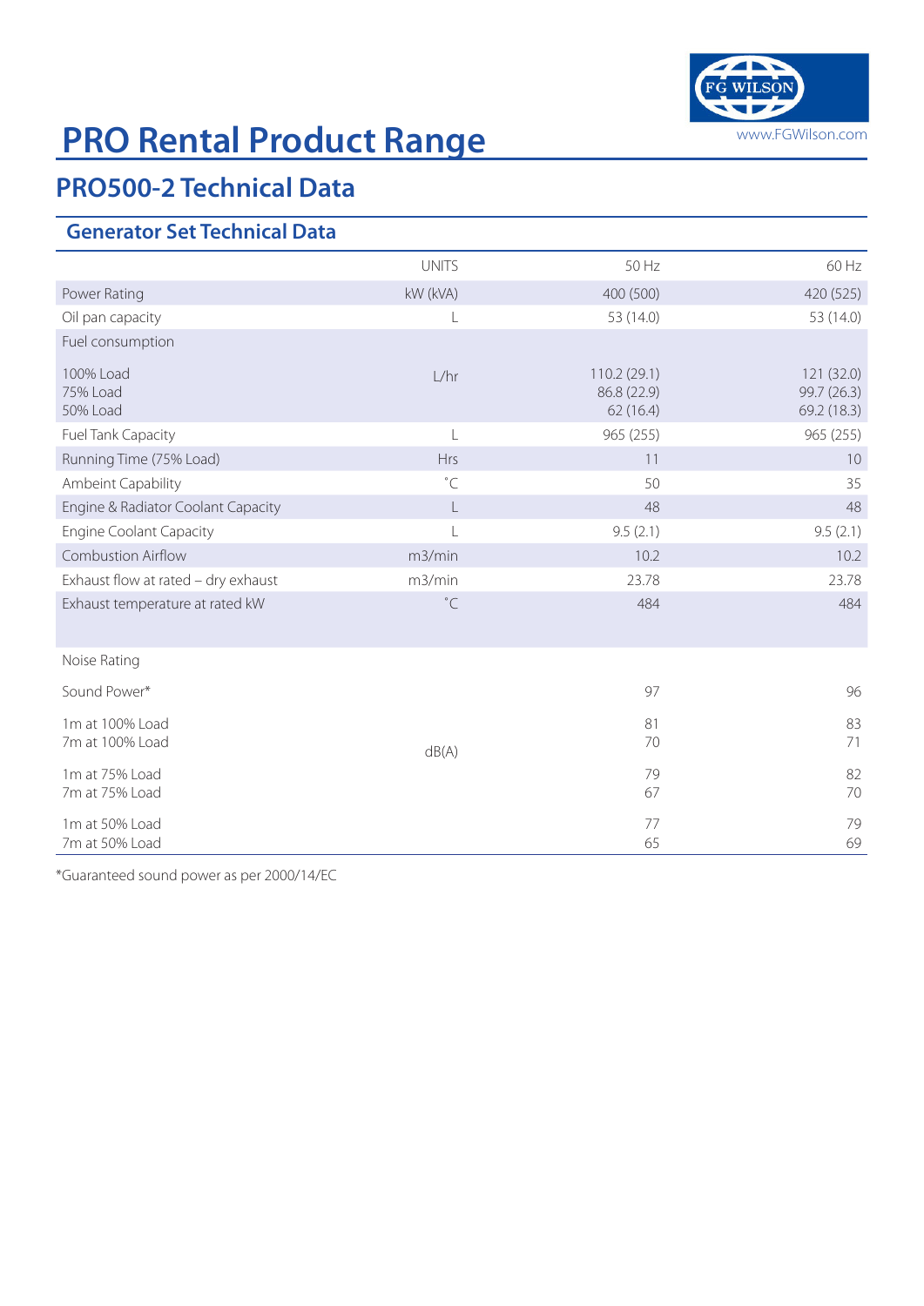# PRO Rental Product Range

## PRO500-2 Technical Data

### Generator Set Technical Data

| | UNITS | 50 Hz | 60 Hz |
|---|---|---|---|
| Power Rating | kW (kVA) | 400 (500) | 420 (525) |
| Oil pan capacity | L | 53 (14.0) | 53 (14.0) |
| Fuel consumption | | | |
| 100% Load | L/hr | 110.2 (29.1) | 121 (32.0) |
| 75% Load | L/hr | 86.8 (22.9) | 99.7 (26.3) |
| 50% Load | L/hr | 62 (16.4) | 69.2 (18.3) |
| Fuel Tank Capacity | L | 965 (255) | 965 (255) |
| Running Time (75% Load) | Hrs | 11 | 10 |
| Ambeint Capability | ˚C | 50 | 35 |
| Engine & Radiator Coolant Capacity | L | 48 | 48 |
| Engine Coolant Capacity | L | 9.5 (2.1) | 9.5 (2.1) |
| Combustion Airflow | m3/min | 10.2 | 10.2 |
| Exhaust flow at rated – dry exhaust | m3/min | 23.78 | 23.78 |
| Exhaust temperature at rated kW | ˚C | 484 | 484 |
| Noise Rating | | | |
| Sound Power* | dB(A) | 97 | 96 |
| 1m at 100% Load | dB(A) | 81 | 83 |
| 7m at 100% Load | dB(A) | 70 | 71 |
| 1m at 75% Load | dB(A) | 79 | 82 |
| 7m at 75% Load | dB(A) | 67 | 70 |
| 1m at 50% Load | dB(A) | 77 | 79 |
| 7m at 50% Load | dB(A) | 65 | 69 |

*Guaranteed sound power as per 2000/14/EC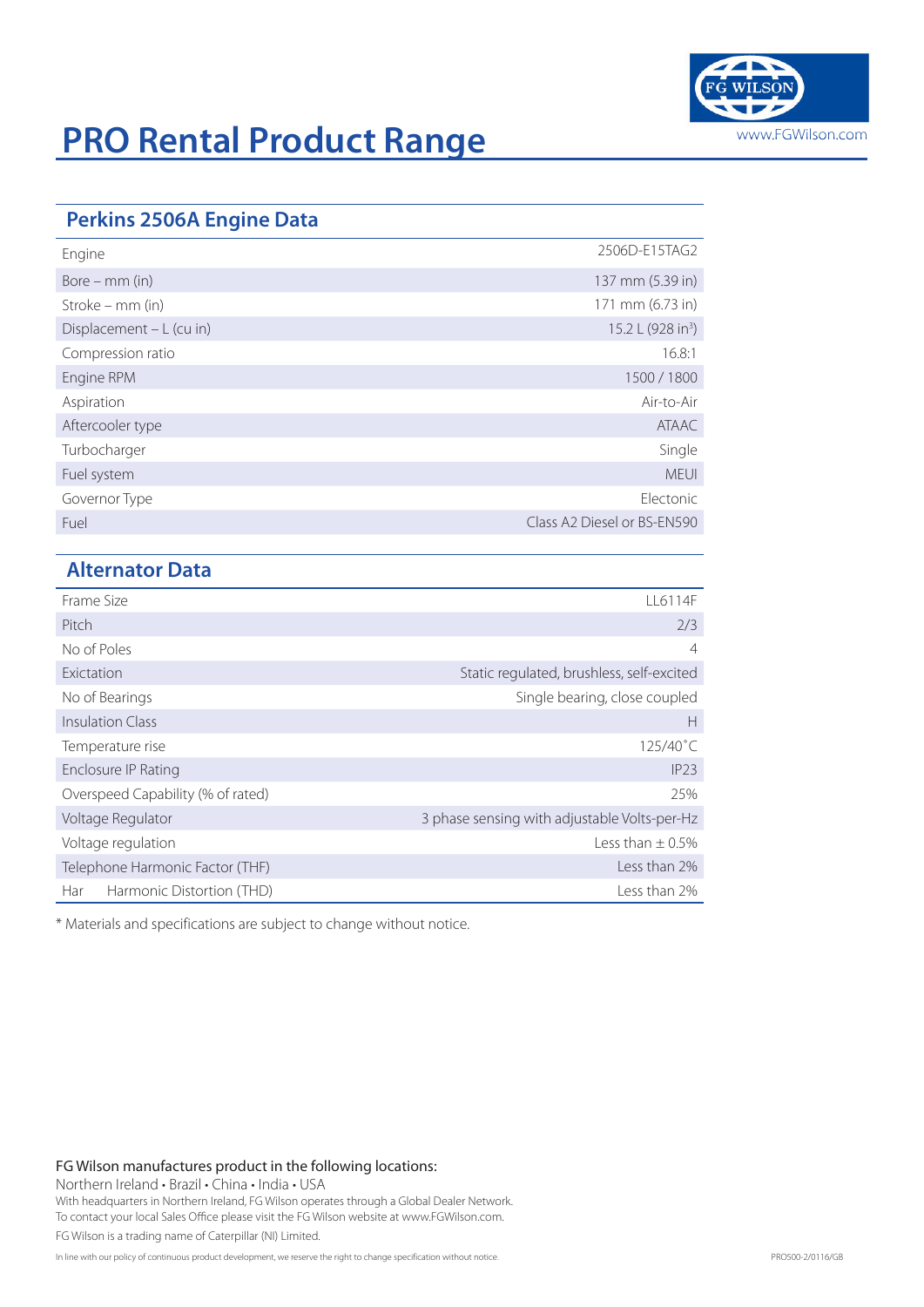# PRO Rental Product Range

www.FGWilson.com

## Perkins 2506A Engine Data

| | |
|---|---|
| Engine | 2506D-E15TAG2 |
| Bore – mm (in) | 137 mm (5.39 in) |
| Stroke – mm (in) | 171 mm (6.73 in) |
| Displacement – L (cu in) | 15.2 L (928 in³) |
| Compression ratio | 16.8:1 |
| Engine RPM | 1500 / 1800 |
| Aspiration | Air-to-Air |
| Aftercooler type | ATAAC |
| Turbocharger | Single |
| Fuel system | MEUI |
| Governor Type | Electonic |
| Fuel | Class A2 Diesel or BS-EN590 |

## Alternator Data

| | |
|---|---|
| Frame Size | LL6114F |
| Pitch | 2/3 |
| No of Poles | 4 |
| Exictation | Static regulated, brushless, self-excited |
| No of Bearings | Single bearing, close coupled |
| Insulation Class | H |
| Temperature rise | 125/40˚C |
| Enclosure IP Rating | IP23 |
| Overspeed Capability (% of rated) | 25% |
| Voltage Regulator | 3 phase sensing with adjustable Volts-per-Hz |
| Voltage regulation | Less than ± 0.5% |
| Telephone Harmonic Factor (THF) | Less than 2% |
| Har Harmonic Distortion (THD) | Less than 2% |

* Materials and specifications are subject to change without notice.

FG Wilson manufactures product in the following locations:

Northern Ireland • Brazil • China • India • USA

With headquarters in Northern Ireland, FG Wilson operates through a Global Dealer Network.
To contact your local Sales Office please visit the FG Wilson website at www.FGWilson.com.

FG Wilson is a trading name of Caterpillar (NI) Limited.

In line with our policy of continuous product development, we reserve the right to change specification without notice.

PRO500-2/0116/GB